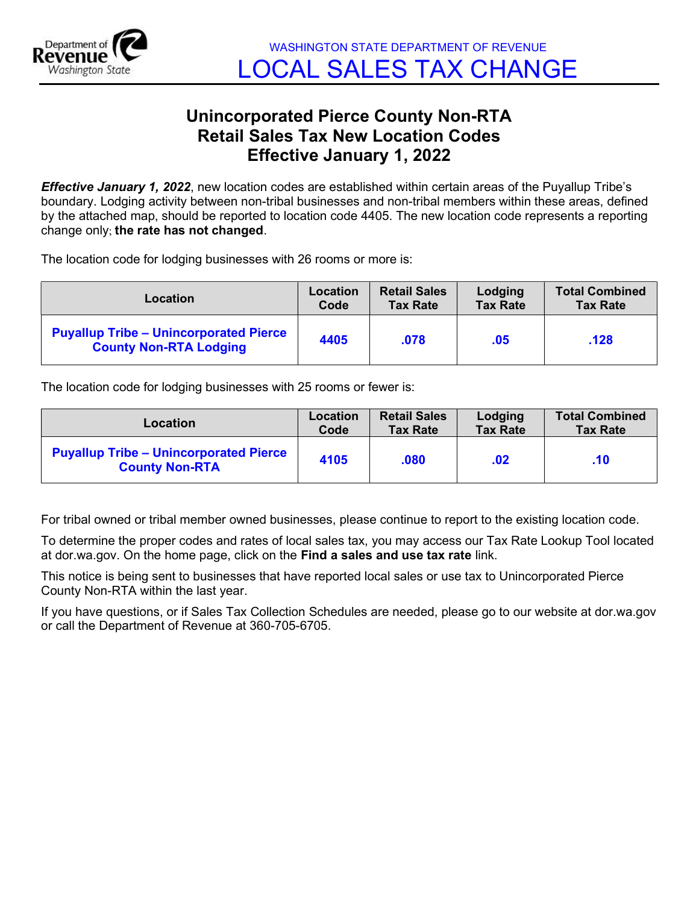WASHINGTON STATE DEPARTMENT OF REVENUE

# LOCAL SALES TAX CHANGE

## Unincorporated Pierce County Non-RTA Retail Sales Tax New Location Codes Effective January 1, 2022

***Effective January 1, 2022***, new location codes are established within certain areas of the Puyallup Tribe's boundary. Lodging activity between non-tribal businesses and non-tribal members within these areas, defined by the attached map, should be reported to location code 4405. The new location code represents a reporting change only; **the rate has not changed**.

The location code for lodging businesses with 26 rooms or more is:

| Location | Location Code | Retail Sales Tax Rate | Lodging Tax Rate | Total Combined Tax Rate |
|---|---|---|---|---|
| **Puyallup Tribe – Unincorporated Pierce County Non-RTA Lodging** | **4405** | **.078** | **.05** | **.128** |

The location code for lodging businesses with 25 rooms or fewer is:

| Location | Location Code | Retail Sales Tax Rate | Lodging Tax Rate | Total Combined Tax Rate |
|---|---|---|---|---|
| **Puyallup Tribe – Unincorporated Pierce County Non-RTA** | **4105** | **.080** | **.02** | **.10** |

For tribal owned or tribal member owned businesses, please continue to report to the existing location code.

To determine the proper codes and rates of local sales tax, you may access our Tax Rate Lookup Tool located at dor.wa.gov. On the home page, click on the **Find a sales and use tax rate** link.

This notice is being sent to businesses that have reported local sales or use tax to Unincorporated Pierce County Non-RTA within the last year.

If you have questions, or if Sales Tax Collection Schedules are needed, please go to our website at dor.wa.gov or call the Department of Revenue at 360-705-6705.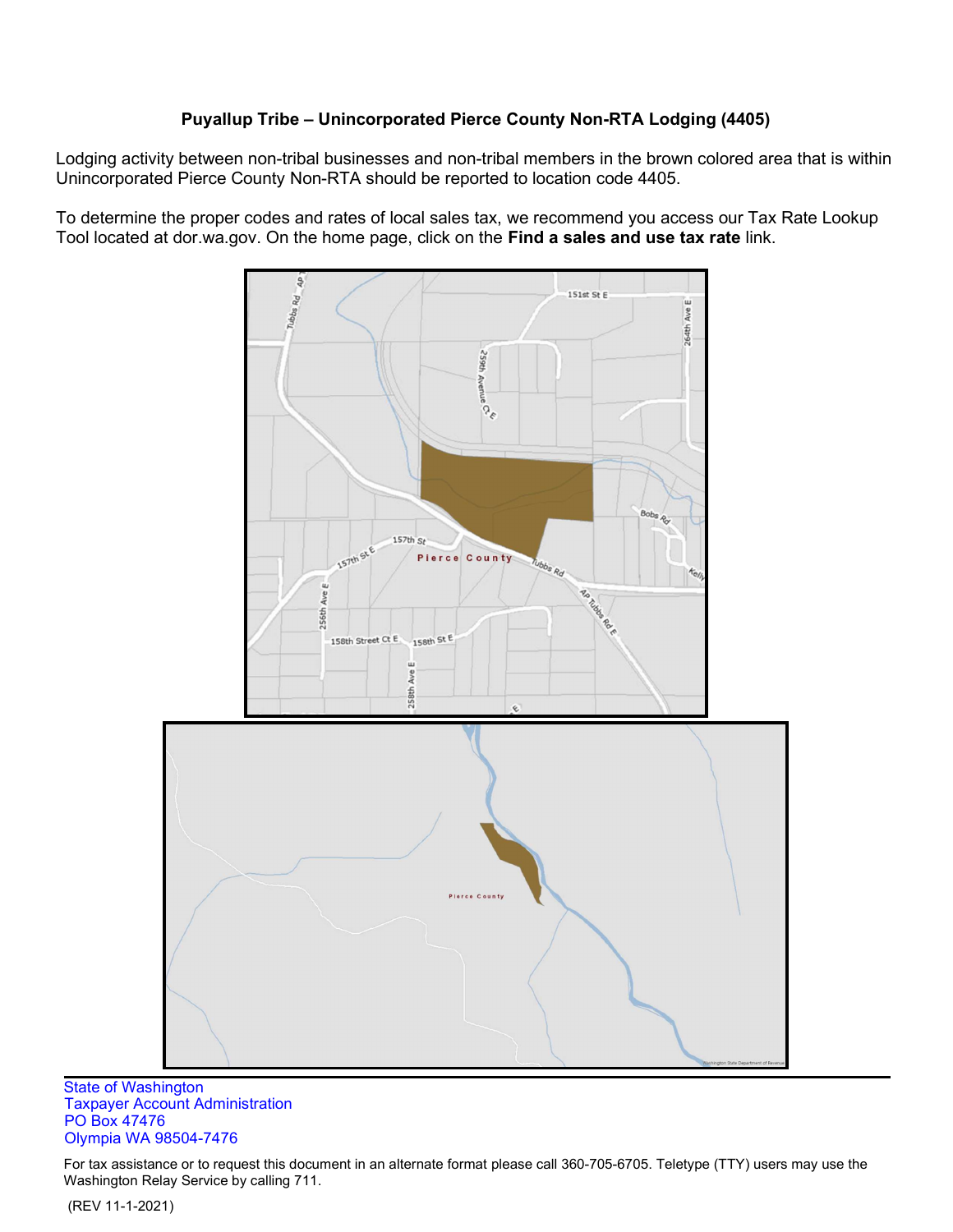**Puyallup Tribe – Unincorporated Pierce County Non-RTA Lodging (4405)**

Lodging activity between non-tribal businesses and non-tribal members in the brown colored area that is within Unincorporated Pierce County Non-RTA should be reported to location code 4405.

To determine the proper codes and rates of local sales tax, we recommend you access our Tax Rate Lookup Tool located at dor.wa.gov. On the home page, click on the **Find a sales and use tax rate** link.

Tubbs Rd – AP T
151st St E
264th Ave E
259th Avenue Ct E
Bobs Rd
Kelly
157th St
157th St E
Pierce County
Tubbs Rd
AP Tubbs Rd E
256th Ave E
158th Street Ct E
158th St E
258th Ave E

Pierce County
Washington State Department of Revenue

State of Washington
Taxpayer Account Administration
PO Box 47476
Olympia WA 98504-7476

For tax assistance or to request this document in an alternate format please call 360-705-6705. Teletype (TTY) users may use the Washington Relay Service by calling 711.

(REV 11-1-2021)